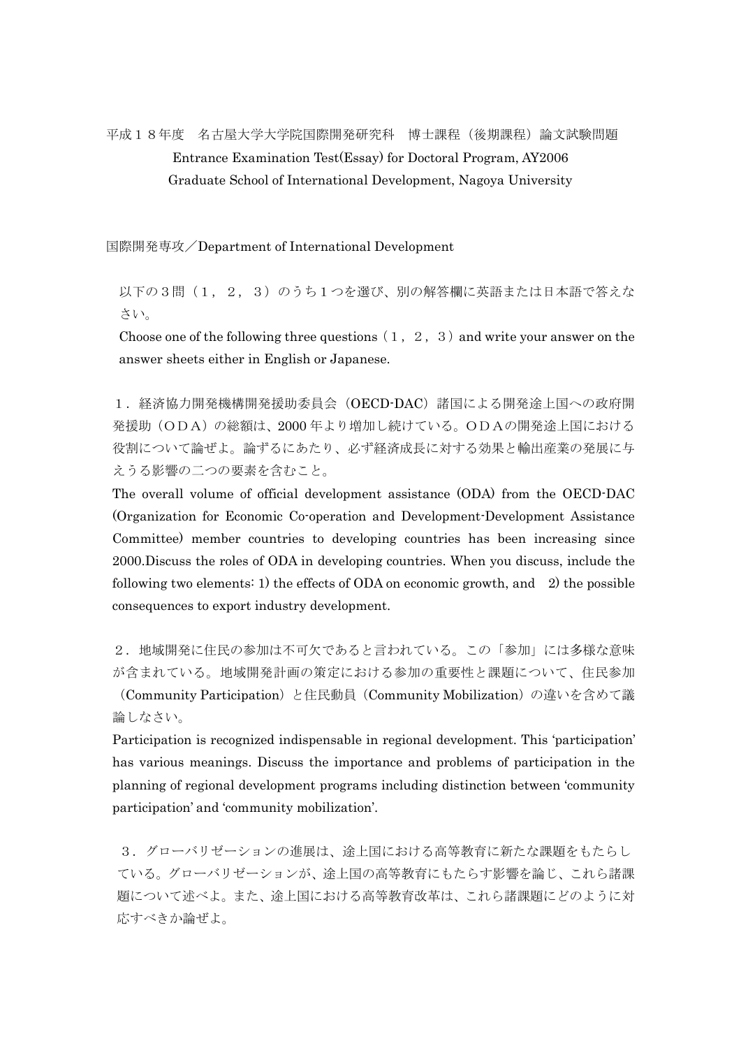平成１８年度　名古屋大学大学院国際開発研究科　博士課程（後期課程）論文試験問題
Entrance Examination Test(Essay) for Doctoral Program, AY2006
Graduate School of International Development, Nagoya University

国際開発専攻／Department of International Development

以下の３問（１，２，３）のうち１つを選び、別の解答欄に英語または日本語で答えなさい。
Choose one of the following three questions（１，２，３）and write your answer on the answer sheets either in English or Japanese.

１．経済協力開発機構開発援助委員会（OECD-DAC）諸国による開発途上国への政府開発援助（ＯＤＡ）の総額は、2000 年より増加し続けている。ＯＤＡの開発途上国における役割について論ぜよ。論ずるにあたり、必ず経済成長に対する効果と輸出産業の発展に与えうる影響の二つの要素を含むこと。
The overall volume of official development assistance (ODA) from the OECD-DAC (Organization for Economic Co-operation and Development-Development Assistance Committee) member countries to developing countries has been increasing since 2000.Discuss the roles of ODA in developing countries. When you discuss, include the following two elements: 1) the effects of ODA on economic growth, and 2) the possible consequences to export industry development.

２．地域開発に住民の参加は不可欠であると言われている。この「参加」には多様な意味が含まれている。地域開発計画の策定における参加の重要性と課題について、住民参加（Community Participation）と住民動員（Community Mobilization）の違いを含めて議論しなさい。
Participation is recognized indispensable in regional development. This ‘participation’ has various meanings. Discuss the importance and problems of participation in the planning of regional development programs including distinction between ‘community participation’ and ‘community mobilization’.

３．グローバリゼーションの進展は、途上国における高等教育に新たな課題をもたらしている。グローバリゼーションが、途上国の高等教育にもたらす影響を論じ、これら諸課題について述べよ。また、途上国における高等教育改革は、これら諸課題にどのように対応すべきか論ぜよ。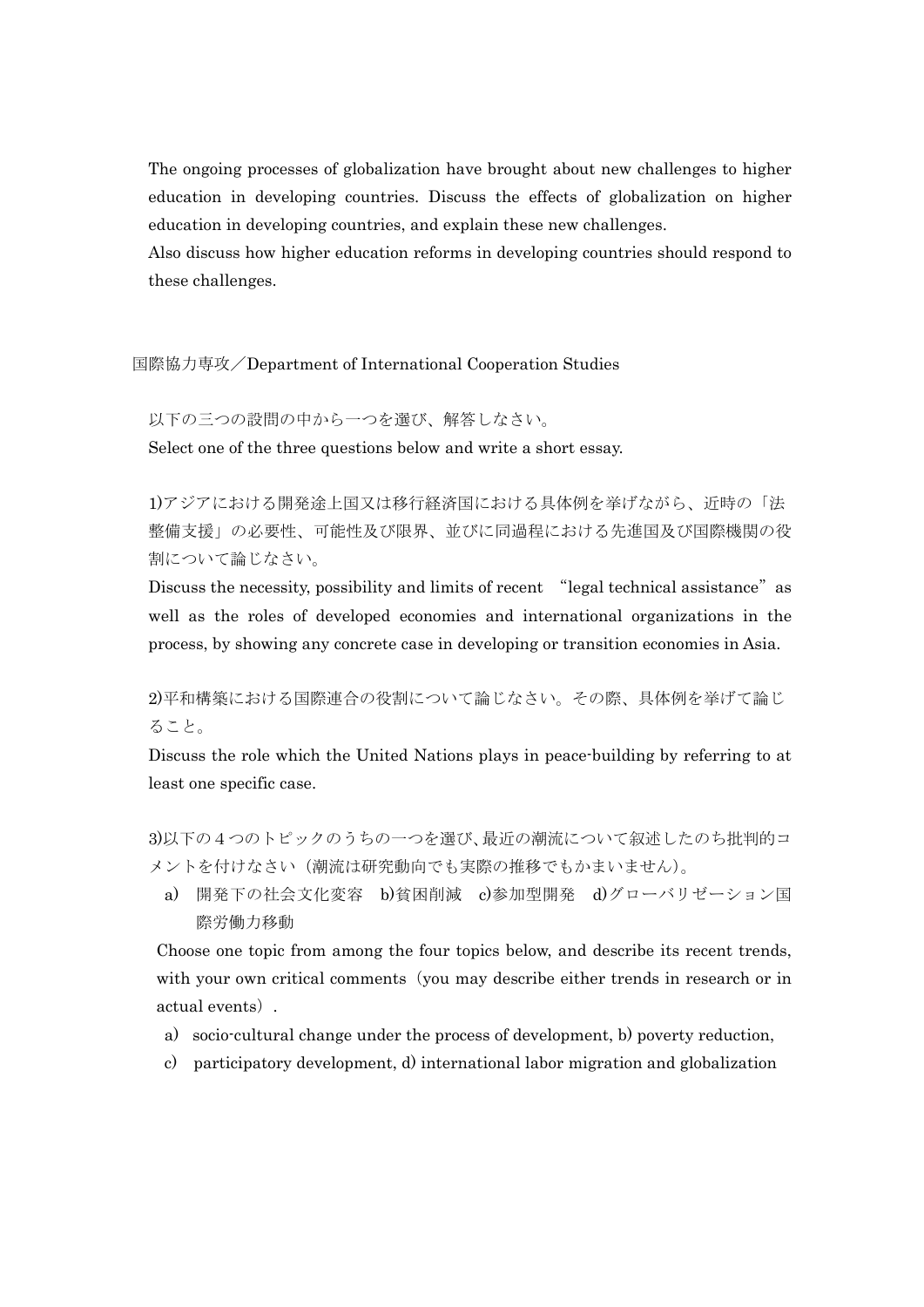The ongoing processes of globalization have brought about new challenges to higher education in developing countries. Discuss the effects of globalization on higher education in developing countries, and explain these new challenges.

Also discuss how higher education reforms in developing countries should respond to these challenges.

国際協力専攻／Department of International Cooperation Studies

以下の三つの設問の中から一つを選び、解答しなさい。

Select one of the three questions below and write a short essay.

1)アジアにおける開発途上国又は移行経済国における具体例を挙げながら、近時の「法整備支援」の必要性、可能性及び限界、並びに同過程における先進国及び国際機関の役割について論じなさい。

Discuss the necessity, possibility and limits of recent "legal technical assistance" as well as the roles of developed economies and international organizations in the process, by showing any concrete case in developing or transition economies in Asia.

2)平和構築における国際連合の役割について論じなさい。その際、具体例を挙げて論じること。

Discuss the role which the United Nations plays in peace-building by referring to at least one specific case.

3)以下の４つのトピックのうちの一つを選び、最近の潮流について叙述したのち批判的コメントを付けなさい（潮流は研究動向でも実際の推移でもかまいません）。

a) 開発下の社会文化変容　b)貧困削減　c)参加型開発　d)グローバリゼーション国際労働力移動

Choose one topic from among the four topics below, and describe its recent trends, with your own critical comments（you may describe either trends in research or in actual events）.

a) socio-cultural change under the process of development, b) poverty reduction,

c) participatory development, d) international labor migration and globalization